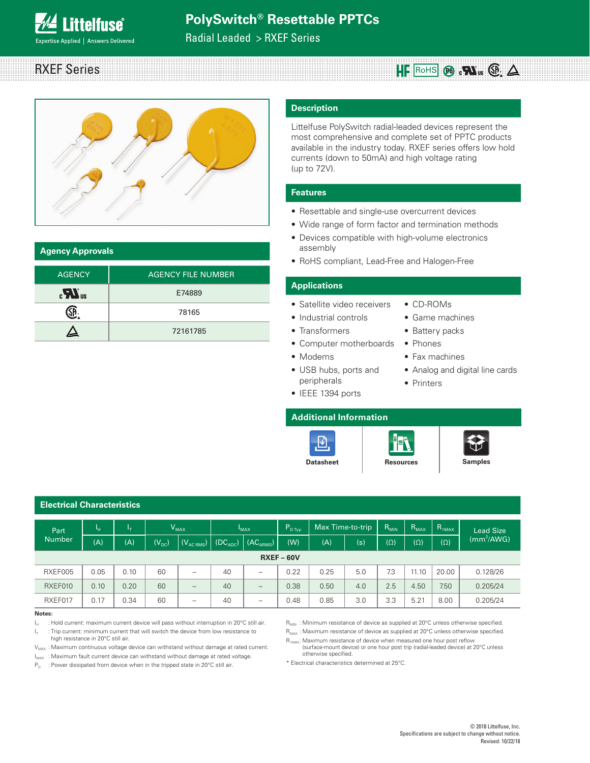# PolySwitch® Resettable PPTCs

Radial Leaded > RXEF Series

## RXEF Series

## Agency Approvals

| AGENCY | AGENCY FILE NUMBER |
|---|---|
| cULus | E74889 |
| CSA | 78165 |
| TÜV | 72161785 |

## Description

Littelfuse PolySwitch radial-leaded devices represent the most comprehensive and complete set of PPTC products available in the industry today. RXEF series offers low hold currents (down to 50mA) and high voltage rating (up to 72V).

## Features

- Resettable and single-use overcurrent devices
- Wide range of form factor and termination methods
- Devices compatible with high-volume electronics assembly
- RoHS compliant, Lead-Free and Halogen-Free

## Applications

- Satellite video receivers
- Industrial controls
- Transformers
- Computer motherboards
- Modems
- USB hubs, ports and peripherals
- IEEE 1394 ports
- CD-ROMs
- Game machines
- Battery packs
- Phones
- Fax machines
- Analog and digital line cards
- Printers

## Additional Information

Datasheet | Resources | Samples

## Electrical Characteristics

| Part Number | $I_H$ | $I_T$ | $V_{MAX}$ | | $I_{MAX}$ | | $P_{D\,Typ}$ | Max Time-to-trip | | $R_{MIN}$ | $R_{MAX}$ | $R_{1MAX}$ | Lead Size |
|---|---|---|---|---|---|---|---|---|---|---|---|---|---|
| | (A) | (A) | ($V_{DC}$) | ($V_{AC\,RMS}$) | ($DC_{ADC}$) | ($AC_{ARMS}$) | (W) | (A) | (s) | (Ω) | (Ω) | (Ω) | ($mm^2$/AWG) |
| **RXEF – 60V** | | | | | | | | | | | | | |
| RXEF005 | 0.05 | 0.10 | 60 | – | 40 | – | 0.22 | 0.25 | 5.0 | 7.3 | 11.10 | 20.00 | 0.128/26 |
| RXEF010 | 0.10 | 0.20 | 60 | – | 40 | – | 0.38 | 0.50 | 4.0 | 2.5 | 4.50 | 7.50 | 0.205/24 |
| RXEF017 | 0.17 | 0.34 | 60 | – | 40 | – | 0.48 | 0.85 | 3.0 | 3.3 | 5.21 | 8.00 | 0.205/24 |

**Notes:**

$I_H$ : Hold current: maximum current device will pass without interruption in 20°C still air.

$I_T$ : Trip current: minimum current that will switch the device from low resistance to high resistance in 20°C still air.

$V_{MAX}$ : Maximum continuous voltage device can withstand without damage at rated current.

$I_{MAX}$ : Maximum fault current device can withstand without damage at rated voltage.

$P_D$ : Power dissipated from device when in the tripped state in 20°C still air.

$R_{MIN}$ : Minimum resistance of device as supplied at 20°C unless otherwise specified.

$R_{MAX}$ : Maximum resistance of device as supplied at 20°C unless otherwise specified.

$R_{1MAX}$ : Maximum resistance of device when measured one hour post reflow (surface-mount device) or one hour post trip (radial-leaded device) at 20°C unless otherwise specified.

\* Electrical characteristics determined at 25°C.

© 2018 Littelfuse, Inc.
Specifications are subject to change without notice.
Revised: 10/22/18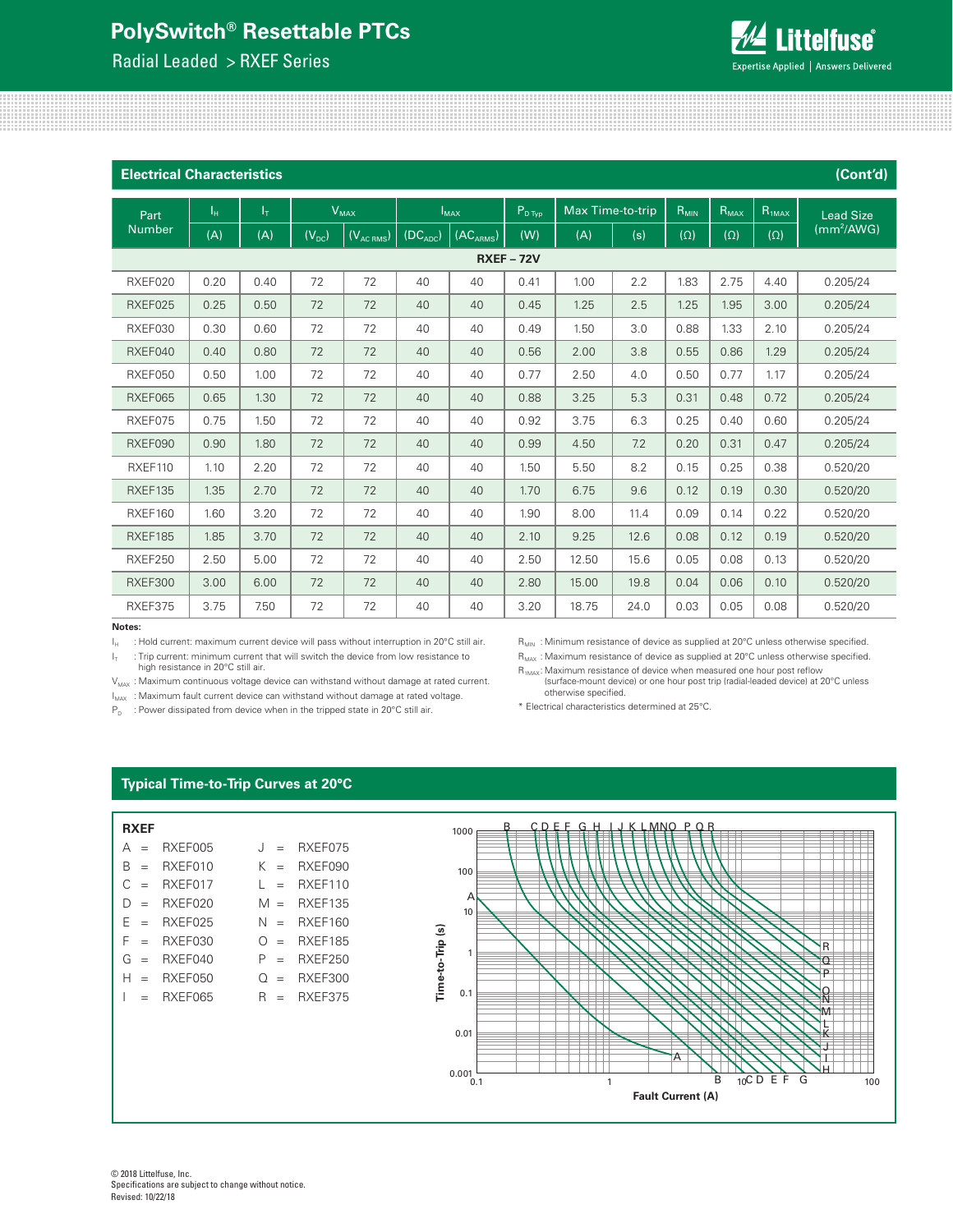## Electrical Characteristics (Cont'd)

| Part Number | $I_H$ | $I_T$ | $V_{MAX}$ | | $I_{MAX}$ | | $P_{D\,Typ}$ | Max Time-to-trip | | $R_{MIN}$ | $R_{MAX}$ | $R_{1MAX}$ | Lead Size (mm²/AWG) |
|---|---|---|---|---|---|---|---|---|---|---|---|---|---|
| | (A) | (A) | ($V_{DC}$) | ($V_{AC\,RMS}$) | ($DC_{ADC}$) | ($AC_{ARMS}$) | (W) | (A) | (s) | (Ω) | (Ω) | (Ω) | |
| **RXEF – 72V** | | | | | | | | | | | | | |
| RXEF020 | 0.20 | 0.40 | 72 | 72 | 40 | 40 | 0.41 | 1.00 | 2.2 | 1.83 | 2.75 | 4.40 | 0.205/24 |
| RXEF025 | 0.25 | 0.50 | 72 | 72 | 40 | 40 | 0.45 | 1.25 | 2.5 | 1.25 | 1.95 | 3.00 | 0.205/24 |
| RXEF030 | 0.30 | 0.60 | 72 | 72 | 40 | 40 | 0.49 | 1.50 | 3.0 | 0.88 | 1.33 | 2.10 | 0.205/24 |
| RXEF040 | 0.40 | 0.80 | 72 | 72 | 40 | 40 | 0.56 | 2.00 | 3.8 | 0.55 | 0.86 | 1.29 | 0.205/24 |
| RXEF050 | 0.50 | 1.00 | 72 | 72 | 40 | 40 | 0.77 | 2.50 | 4.0 | 0.50 | 0.77 | 1.17 | 0.205/24 |
| RXEF065 | 0.65 | 1.30 | 72 | 72 | 40 | 40 | 0.88 | 3.25 | 5.3 | 0.31 | 0.48 | 0.72 | 0.205/24 |
| RXEF075 | 0.75 | 1.50 | 72 | 72 | 40 | 40 | 0.92 | 3.75 | 6.3 | 0.25 | 0.40 | 0.60 | 0.205/24 |
| RXEF090 | 0.90 | 1.80 | 72 | 72 | 40 | 40 | 0.99 | 4.50 | 7.2 | 0.20 | 0.31 | 0.47 | 0.205/24 |
| RXEF110 | 1.10 | 2.20 | 72 | 72 | 40 | 40 | 1.50 | 5.50 | 8.2 | 0.15 | 0.25 | 0.38 | 0.520/20 |
| RXEF135 | 1.35 | 2.70 | 72 | 72 | 40 | 40 | 1.70 | 6.75 | 9.6 | 0.12 | 0.19 | 0.30 | 0.520/20 |
| RXEF160 | 1.60 | 3.20 | 72 | 72 | 40 | 40 | 1.90 | 8.00 | 11.4 | 0.09 | 0.14 | 0.22 | 0.520/20 |
| RXEF185 | 1.85 | 3.70 | 72 | 72 | 40 | 40 | 2.10 | 9.25 | 12.6 | 0.08 | 0.12 | 0.19 | 0.520/20 |
| RXEF250 | 2.50 | 5.00 | 72 | 72 | 40 | 40 | 2.50 | 12.50 | 15.6 | 0.05 | 0.08 | 0.13 | 0.520/20 |
| RXEF300 | 3.00 | 6.00 | 72 | 72 | 40 | 40 | 2.80 | 15.00 | 19.8 | 0.04 | 0.06 | 0.10 | 0.520/20 |
| RXEF375 | 3.75 | 7.50 | 72 | 72 | 40 | 40 | 3.20 | 18.75 | 24.0 | 0.03 | 0.05 | 0.08 | 0.520/20 |

**Notes:**

$I_H$ : Hold current: maximum current device will pass without interruption in 20°C still air.

$I_T$ : Trip current: minimum current that will switch the device from low resistance to high resistance in 20°C still air.

$V_{MAX}$ : Maximum continuous voltage device can withstand without damage at rated current.

$I_{MAX}$ : Maximum fault current device can withstand without damage at rated voltage.

$P_D$ : Power dissipated from device when in the tripped state in 20°C still air.

$R_{MIN}$ : Minimum resistance of device as supplied at 20°C unless otherwise specified.

$R_{MAX}$ : Maximum resistance of device as supplied at 20°C unless otherwise specified.

$R_{1MAX}$ : Maximum resistance of device when measured one hour post reflow (surface-mount device) or one hour post trip (radial-leaded device) at 20°C unless otherwise specified.

* Electrical characteristics determined at 25°C.

## Typical Time-to-Trip Curves at 20°C

**RXEF**

| | | | |
|---|---|---|---|
| A = RXEF005 | | J = RXEF075 | |
| B = RXEF010 | | K = RXEF090 | |
| C = RXEF017 | | L = RXEF110 | |
| D = RXEF020 | | M = RXEF135 | |
| E = RXEF025 | | N = RXEF160 | |
| F = RXEF030 | | O = RXEF185 | |
| G = RXEF040 | | P = RXEF250 | |
| H = RXEF050 | | Q = RXEF300 | |
| I = RXEF065 | | R = RXEF375 | |

Time-to-Trip (s) vs. Fault Current (A)

© 2018 Littelfuse, Inc.
Specifications are subject to change without notice.
Revised: 10/22/18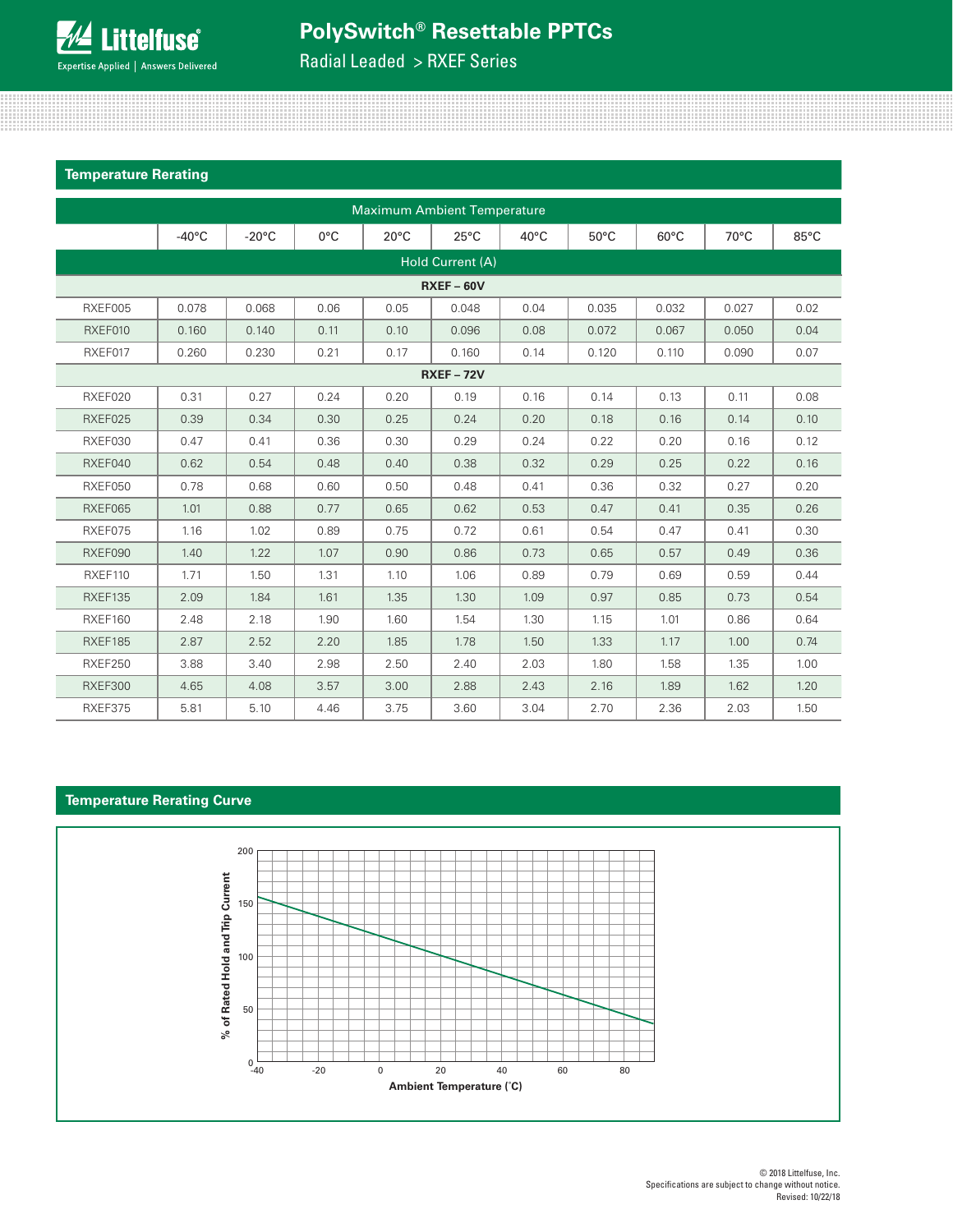## Temperature Rerating

| | Maximum Ambient Temperature | | | | | | | | | |
|---|---|---|---|---|---|---|---|---|---|---|
| | -40°C | -20°C | 0°C | 20°C | 25°C | 40°C | 50°C | 60°C | 70°C | 85°C |
| | Hold Current (A) | | | | | | | | | |
| **RXEF – 60V** | | | | | | | | | | |
| RXEF005 | 0.078 | 0.068 | 0.06 | 0.05 | 0.048 | 0.04 | 0.035 | 0.032 | 0.027 | 0.02 |
| RXEF010 | 0.160 | 0.140 | 0.11 | 0.10 | 0.096 | 0.08 | 0.072 | 0.067 | 0.050 | 0.04 |
| RXEF017 | 0.260 | 0.230 | 0.21 | 0.17 | 0.160 | 0.14 | 0.120 | 0.110 | 0.090 | 0.07 |
| **RXEF – 72V** | | | | | | | | | | |
| RXEF020 | 0.31 | 0.27 | 0.24 | 0.20 | 0.19 | 0.16 | 0.14 | 0.13 | 0.11 | 0.08 |
| RXEF025 | 0.39 | 0.34 | 0.30 | 0.25 | 0.24 | 0.20 | 0.18 | 0.16 | 0.14 | 0.10 |
| RXEF030 | 0.47 | 0.41 | 0.36 | 0.30 | 0.29 | 0.24 | 0.22 | 0.20 | 0.16 | 0.12 |
| RXEF040 | 0.62 | 0.54 | 0.48 | 0.40 | 0.38 | 0.32 | 0.29 | 0.25 | 0.22 | 0.16 |
| RXEF050 | 0.78 | 0.68 | 0.60 | 0.50 | 0.48 | 0.41 | 0.36 | 0.32 | 0.27 | 0.20 |
| RXEF065 | 1.01 | 0.88 | 0.77 | 0.65 | 0.62 | 0.53 | 0.47 | 0.41 | 0.35 | 0.26 |
| RXEF075 | 1.16 | 1.02 | 0.89 | 0.75 | 0.72 | 0.61 | 0.54 | 0.47 | 0.41 | 0.30 |
| RXEF090 | 1.40 | 1.22 | 1.07 | 0.90 | 0.86 | 0.73 | 0.65 | 0.57 | 0.49 | 0.36 |
| RXEF110 | 1.71 | 1.50 | 1.31 | 1.10 | 1.06 | 0.89 | 0.79 | 0.69 | 0.59 | 0.44 |
| RXEF135 | 2.09 | 1.84 | 1.61 | 1.35 | 1.30 | 1.09 | 0.97 | 0.85 | 0.73 | 0.54 |
| RXEF160 | 2.48 | 2.18 | 1.90 | 1.60 | 1.54 | 1.30 | 1.15 | 1.01 | 0.86 | 0.64 |
| RXEF185 | 2.87 | 2.52 | 2.20 | 1.85 | 1.78 | 1.50 | 1.33 | 1.17 | 1.00 | 0.74 |
| RXEF250 | 3.88 | 3.40 | 2.98 | 2.50 | 2.40 | 2.03 | 1.80 | 1.58 | 1.35 | 1.00 |
| RXEF300 | 4.65 | 4.08 | 3.57 | 3.00 | 2.88 | 2.43 | 2.16 | 1.89 | 1.62 | 1.20 |
| RXEF375 | 5.81 | 5.10 | 4.46 | 3.75 | 3.60 | 3.04 | 2.70 | 2.36 | 2.03 | 1.50 |

## Temperature Rerating Curve

% of Rated Hold and Trip Current (0–200) vs. Ambient Temperature (˚C) (-40 to 80)

© 2018 Littelfuse, Inc.
Specifications are subject to change without notice.
Revised: 10/22/18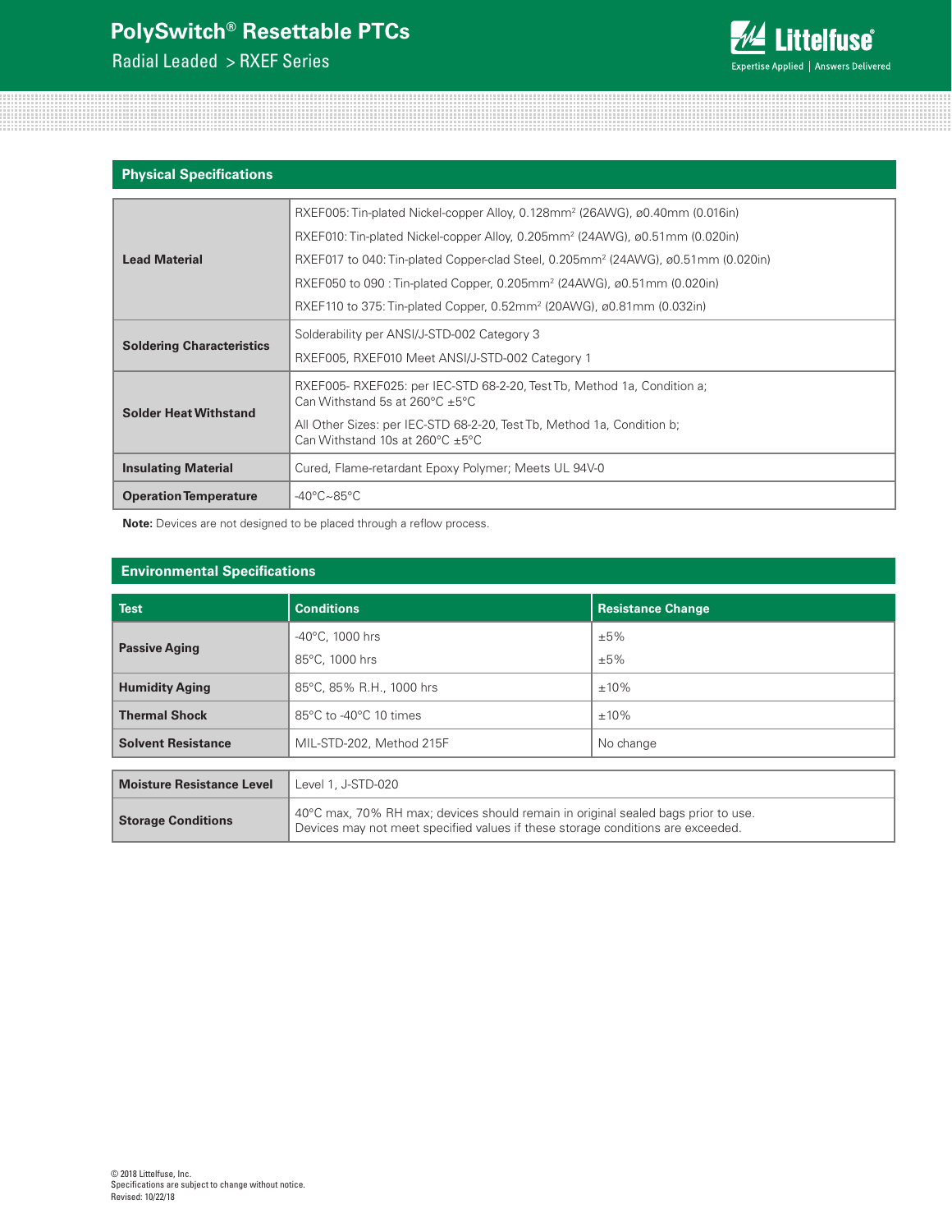## Physical Specifications

| | |
|---|---|
| **Lead Material** | RXEF005: Tin-plated Nickel-copper Alloy, 0.128mm² (26AWG), ø0.40mm (0.016in)<br>RXEF010: Tin-plated Nickel-copper Alloy, 0.205mm² (24AWG), ø0.51mm (0.020in)<br>RXEF017 to 040: Tin-plated Copper-clad Steel, 0.205mm² (24AWG), ø0.51mm (0.020in)<br>RXEF050 to 090 : Tin-plated Copper, 0.205mm² (24AWG), ø0.51mm (0.020in)<br>RXEF110 to 375: Tin-plated Copper, 0.52mm² (20AWG), ø0.81mm (0.032in) |
| **Soldering Characteristics** | Solderability per ANSI/J-STD-002 Category 3<br>RXEF005, RXEF010 Meet ANSI/J-STD-002 Category 1 |
| **Solder Heat Withstand** | RXEF005- RXEF025: per IEC-STD 68-2-20, Test Tb, Method 1a, Condition a; Can Withstand 5s at 260°C ±5°C<br>All Other Sizes: per IEC-STD 68-2-20, Test Tb, Method 1a, Condition b; Can Withstand 10s at 260°C ±5°C |
| **Insulating Material** | Cured, Flame-retardant Epoxy Polymer; Meets UL 94V-0 |
| **Operation Temperature** | -40°C~85°C |

**Note:** Devices are not designed to be placed through a reflow process.

## Environmental Specifications

| Test | Conditions | Resistance Change |
|---|---|---|
| **Passive Aging** | -40°C, 1000 hrs | ±5% |
| | 85°C, 1000 hrs | ±5% |
| **Humidity Aging** | 85°C, 85% R.H., 1000 hrs | ±10% |
| **Thermal Shock** | 85°C to -40°C 10 times | ±10% |
| **Solvent Resistance** | MIL-STD-202, Method 215F | No change |

| | |
|---|---|
| **Moisture Resistance Level** | Level 1, J-STD-020 |
| **Storage Conditions** | 40°C max, 70% RH max; devices should remain in original sealed bags prior to use. Devices may not meet specified values if these storage conditions are exceeded. |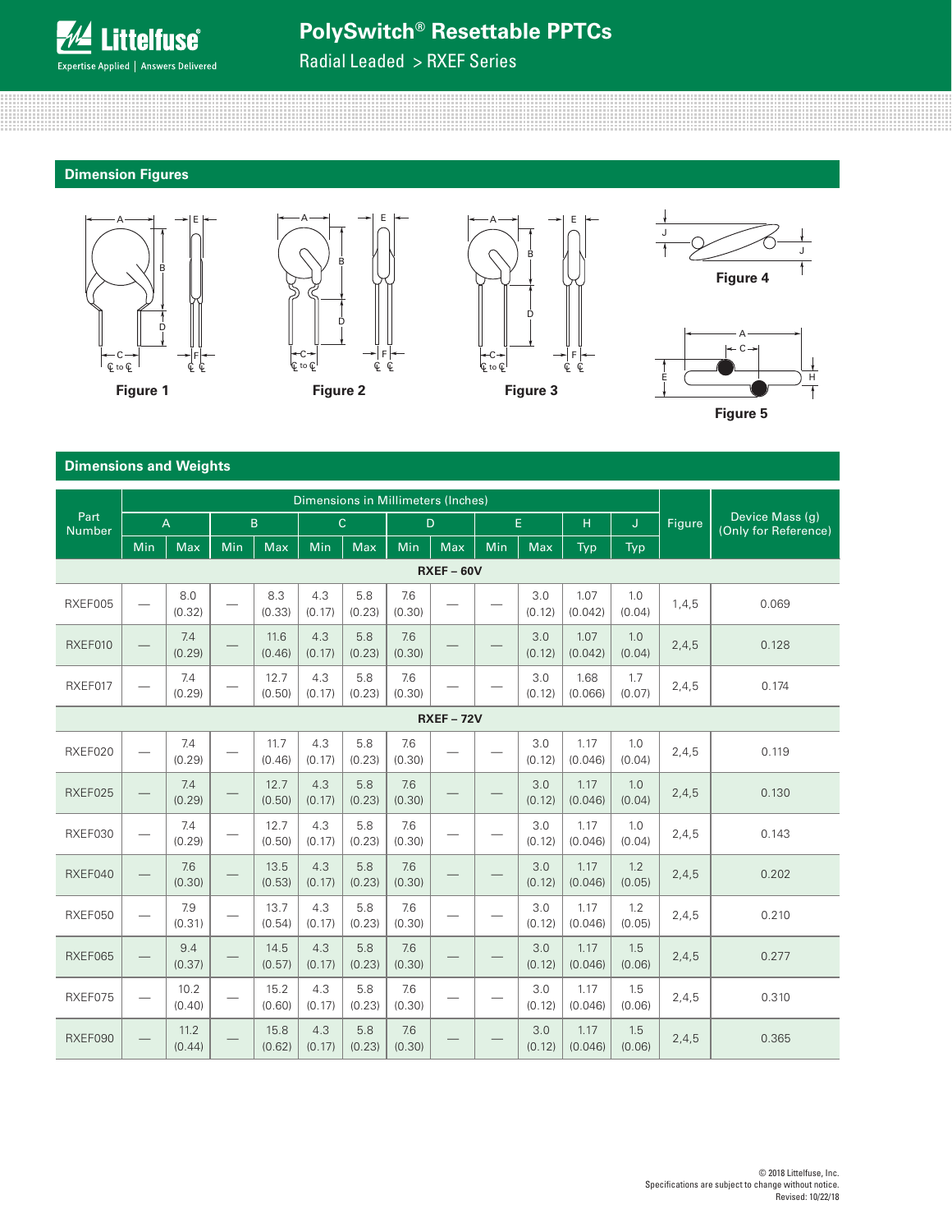## Dimension Figures

Figure 1

Figure 2

Figure 3

Figure 4

Figure 5

## Dimensions and Weights

| Part Number | Dimensions in Millimeters (Inches) | | | | | | | | | | | | Figure | Device Mass (g) (Only for Reference) |
|---|---|---|---|---|---|---|---|---|---|---|---|---|---|---|
| | A | | B | | C | | D | | E | | H | J | | |
| | Min | Max | Min | Max | Min | Max | Min | Max | Min | Max | Typ | Typ | | |
| **RXEF – 60V** | | | | | | | | | | | | | | |
| RXEF005 | — | 8.0 (0.32) | — | 8.3 (0.33) | 4.3 (0.17) | 5.8 (0.23) | 7.6 (0.30) | — | — | 3.0 (0.12) | 1.07 (0.042) | 1.0 (0.04) | 1,4,5 | 0.069 |
| RXEF010 | — | 7.4 (0.29) | — | 11.6 (0.46) | 4.3 (0.17) | 5.8 (0.23) | 7.6 (0.30) | — | — | 3.0 (0.12) | 1.07 (0.042) | 1.0 (0.04) | 2,4,5 | 0.128 |
| RXEF017 | — | 7.4 (0.29) | — | 12.7 (0.50) | 4.3 (0.17) | 5.8 (0.23) | 7.6 (0.30) | — | — | 3.0 (0.12) | 1.68 (0.066) | 1.7 (0.07) | 2,4,5 | 0.174 |
| **RXEF – 72V** | | | | | | | | | | | | | | |
| RXEF020 | — | 7.4 (0.29) | — | 11.7 (0.46) | 4.3 (0.17) | 5.8 (0.23) | 7.6 (0.30) | — | — | 3.0 (0.12) | 1.17 (0.046) | 1.0 (0.04) | 2,4,5 | 0.119 |
| RXEF025 | — | 7.4 (0.29) | — | 12.7 (0.50) | 4.3 (0.17) | 5.8 (0.23) | 7.6 (0.30) | — | — | 3.0 (0.12) | 1.17 (0.046) | 1.0 (0.04) | 2,4,5 | 0.130 |
| RXEF030 | — | 7.4 (0.29) | — | 12.7 (0.50) | 4.3 (0.17) | 5.8 (0.23) | 7.6 (0.30) | — | — | 3.0 (0.12) | 1.17 (0.046) | 1.0 (0.04) | 2,4,5 | 0.143 |
| RXEF040 | — | 7.6 (0.30) | — | 13.5 (0.53) | 4.3 (0.17) | 5.8 (0.23) | 7.6 (0.30) | — | — | 3.0 (0.12) | 1.17 (0.046) | 1.2 (0.05) | 2,4,5 | 0.202 |
| RXEF050 | — | 7.9 (0.31) | — | 13.7 (0.54) | 4.3 (0.17) | 5.8 (0.23) | 7.6 (0.30) | — | — | 3.0 (0.12) | 1.17 (0.046) | 1.2 (0.05) | 2,4,5 | 0.210 |
| RXEF065 | — | 9.4 (0.37) | — | 14.5 (0.57) | 4.3 (0.17) | 5.8 (0.23) | 7.6 (0.30) | — | — | 3.0 (0.12) | 1.17 (0.046) | 1.5 (0.06) | 2,4,5 | 0.277 |
| RXEF075 | — | 10.2 (0.40) | — | 15.2 (0.60) | 4.3 (0.17) | 5.8 (0.23) | 7.6 (0.30) | — | — | 3.0 (0.12) | 1.17 (0.046) | 1.5 (0.06) | 2,4,5 | 0.310 |
| RXEF090 | — | 11.2 (0.44) | — | 15.8 (0.62) | 4.3 (0.17) | 5.8 (0.23) | 7.6 (0.30) | — | — | 3.0 (0.12) | 1.17 (0.046) | 1.5 (0.06) | 2,4,5 | 0.365 |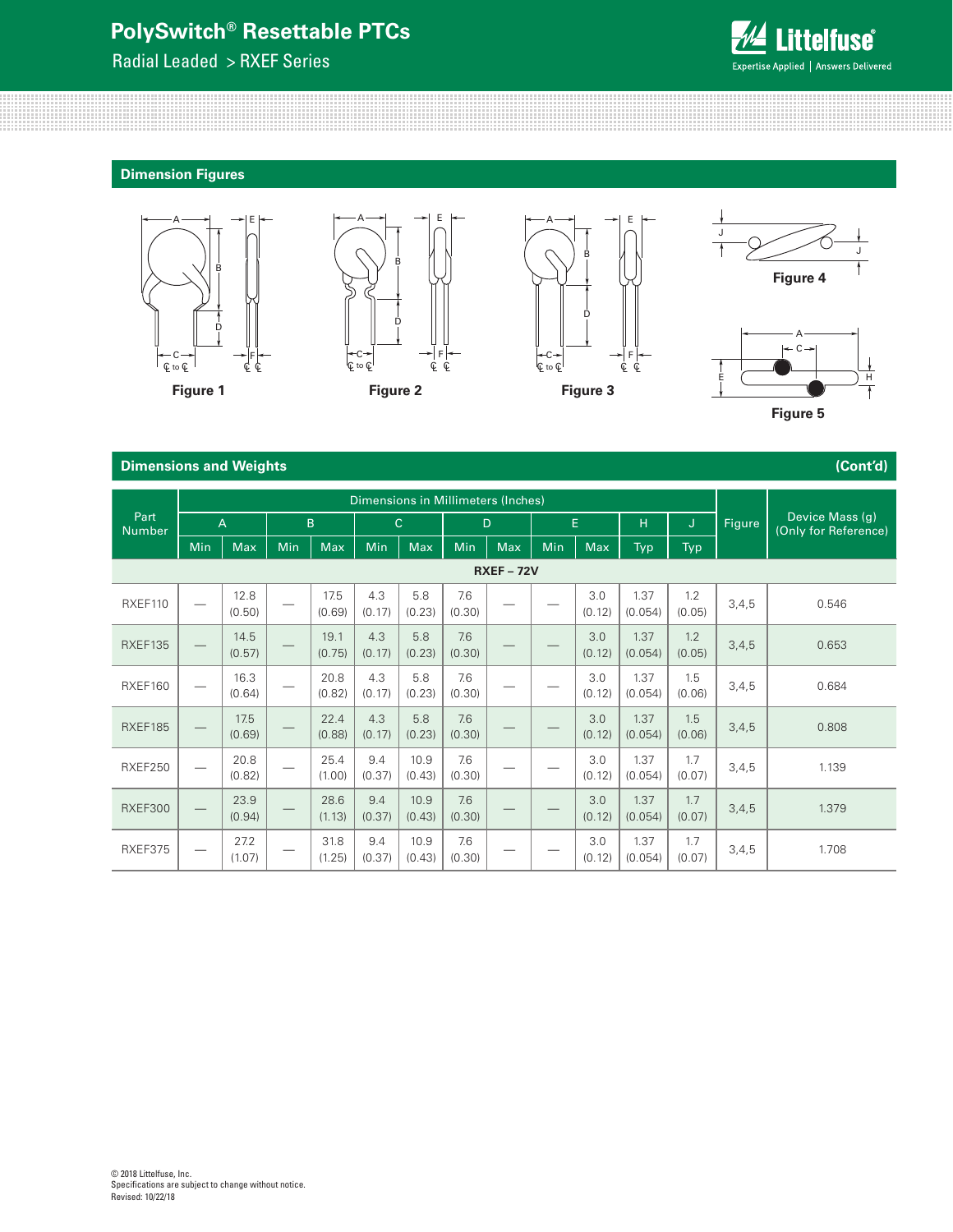## Dimension Figures

Figure 1

Figure 2

Figure 3

Figure 4

Figure 5

## Dimensions and Weights (Cont'd)

| Part Number | Dimensions in Millimeters (Inches) | | | | | | | | | | | | Figure | Device Mass (g) (Only for Reference) |
|---|---|---|---|---|---|---|---|---|---|---|---|---|---|---|
| | A | | B | | C | | D | | E | | H | J | | |
| | Min | Max | Min | Max | Min | Max | Min | Max | Min | Max | Typ | Typ | | |
| **RXEF – 72V** | | | | | | | | | | | | | | |
| RXEF110 | — | 12.8 (0.50) | — | 17.5 (0.69) | 4.3 (0.17) | 5.8 (0.23) | 7.6 (0.30) | — | — | 3.0 (0.12) | 1.37 (0.054) | 1.2 (0.05) | 3,4,5 | 0.546 |
| RXEF135 | — | 14.5 (0.57) | — | 19.1 (0.75) | 4.3 (0.17) | 5.8 (0.23) | 7.6 (0.30) | — | — | 3.0 (0.12) | 1.37 (0.054) | 1.2 (0.05) | 3,4,5 | 0.653 |
| RXEF160 | — | 16.3 (0.64) | — | 20.8 (0.82) | 4.3 (0.17) | 5.8 (0.23) | 7.6 (0.30) | — | — | 3.0 (0.12) | 1.37 (0.054) | 1.5 (0.06) | 3,4,5 | 0.684 |
| RXEF185 | — | 17.5 (0.69) | — | 22.4 (0.88) | 4.3 (0.17) | 5.8 (0.23) | 7.6 (0.30) | — | — | 3.0 (0.12) | 1.37 (0.054) | 1.5 (0.06) | 3,4,5 | 0.808 |
| RXEF250 | — | 20.8 (0.82) | — | 25.4 (1.00) | 9.4 (0.37) | 10.9 (0.43) | 7.6 (0.30) | — | — | 3.0 (0.12) | 1.37 (0.054) | 1.7 (0.07) | 3,4,5 | 1.139 |
| RXEF300 | — | 23.9 (0.94) | — | 28.6 (1.13) | 9.4 (0.37) | 10.9 (0.43) | 7.6 (0.30) | — | — | 3.0 (0.12) | 1.37 (0.054) | 1.7 (0.07) | 3,4,5 | 1.379 |
| RXEF375 | — | 27.2 (1.07) | — | 31.8 (1.25) | 9.4 (0.37) | 10.9 (0.43) | 7.6 (0.30) | — | — | 3.0 (0.12) | 1.37 (0.054) | 1.7 (0.07) | 3,4,5 | 1.708 |

© 2018 Littelfuse, Inc.
Specifications are subject to change without notice.
Revised: 10/22/18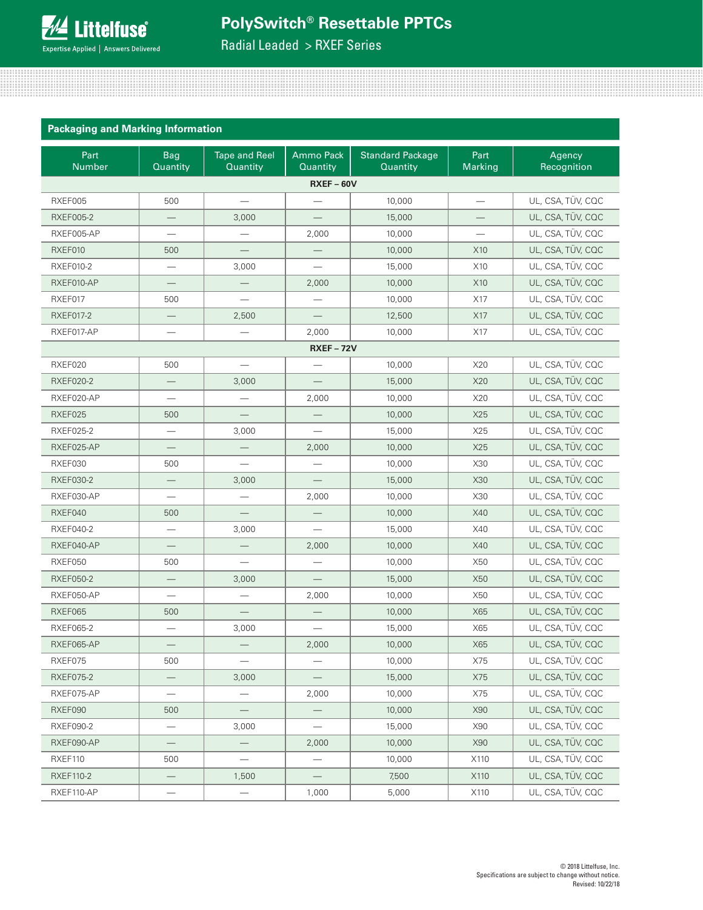## Packaging and Marking Information

| Part Number | Bag Quantity | Tape and Reel Quantity | Ammo Pack Quantity | Standard Package Quantity | Part Marking | Agency Recognition |
|---|---|---|---|---|---|---|
| **RXEF – 60V** | | | | | | |
| RXEF005 | 500 | — | — | 10,000 | — | UL, CSA, TÜV, CQC |
| RXEF005-2 | — | 3,000 | — | 15,000 | — | UL, CSA, TÜV, CQC |
| RXEF005-AP | — | — | 2,000 | 10,000 | — | UL, CSA, TÜV, CQC |
| RXEF010 | 500 | — | — | 10,000 | X10 | UL, CSA, TÜV, CQC |
| RXEF010-2 | — | 3,000 | — | 15,000 | X10 | UL, CSA, TÜV, CQC |
| RXEF010-AP | — | — | 2,000 | 10,000 | X10 | UL, CSA, TÜV, CQC |
| RXEF017 | 500 | — | — | 10,000 | X17 | UL, CSA, TÜV, CQC |
| RXEF017-2 | — | 2,500 | — | 12,500 | X17 | UL, CSA, TÜV, CQC |
| RXEF017-AP | — | — | 2,000 | 10,000 | X17 | UL, CSA, TÜV, CQC |
| **RXEF – 72V** | | | | | | |
| RXEF020 | 500 | — | — | 10,000 | X20 | UL, CSA, TÜV, CQC |
| RXEF020-2 | — | 3,000 | — | 15,000 | X20 | UL, CSA, TÜV, CQC |
| RXEF020-AP | — | — | 2,000 | 10,000 | X20 | UL, CSA, TÜV, CQC |
| RXEF025 | 500 | — | — | 10,000 | X25 | UL, CSA, TÜV, CQC |
| RXEF025-2 | — | 3,000 | — | 15,000 | X25 | UL, CSA, TÜV, CQC |
| RXEF025-AP | — | — | 2,000 | 10,000 | X25 | UL, CSA, TÜV, CQC |
| RXEF030 | 500 | — | — | 10,000 | X30 | UL, CSA, TÜV, CQC |
| RXEF030-2 | — | 3,000 | — | 15,000 | X30 | UL, CSA, TÜV, CQC |
| RXEF030-AP | — | — | 2,000 | 10,000 | X30 | UL, CSA, TÜV, CQC |
| RXEF040 | 500 | — | — | 10,000 | X40 | UL, CSA, TÜV, CQC |
| RXEF040-2 | — | 3,000 | — | 15,000 | X40 | UL, CSA, TÜV, CQC |
| RXEF040-AP | — | — | 2,000 | 10,000 | X40 | UL, CSA, TÜV, CQC |
| RXEF050 | 500 | — | — | 10,000 | X50 | UL, CSA, TÜV, CQC |
| RXEF050-2 | — | 3,000 | — | 15,000 | X50 | UL, CSA, TÜV, CQC |
| RXEF050-AP | — | — | 2,000 | 10,000 | X50 | UL, CSA, TÜV, CQC |
| RXEF065 | 500 | — | — | 10,000 | X65 | UL, CSA, TÜV, CQC |
| RXEF065-2 | — | 3,000 | — | 15,000 | X65 | UL, CSA, TÜV, CQC |
| RXEF065-AP | — | — | 2,000 | 10,000 | X65 | UL, CSA, TÜV, CQC |
| RXEF075 | 500 | — | — | 10,000 | X75 | UL, CSA, TÜV, CQC |
| RXEF075-2 | — | 3,000 | — | 15,000 | X75 | UL, CSA, TÜV, CQC |
| RXEF075-AP | — | — | 2,000 | 10,000 | X75 | UL, CSA, TÜV, CQC |
| RXEF090 | 500 | — | — | 10,000 | X90 | UL, CSA, TÜV, CQC |
| RXEF090-2 | — | 3,000 | — | 15,000 | X90 | UL, CSA, TÜV, CQC |
| RXEF090-AP | — | — | 2,000 | 10,000 | X90 | UL, CSA, TÜV, CQC |
| RXEF110 | 500 | — | — | 10,000 | X110 | UL, CSA, TÜV, CQC |
| RXEF110-2 | — | 1,500 | — | 7,500 | X110 | UL, CSA, TÜV, CQC |
| RXEF110-AP | — | — | 1,000 | 5,000 | X110 | UL, CSA, TÜV, CQC |

© 2018 Littelfuse, Inc.
Specifications are subject to change without notice.
Revised: 10/22/18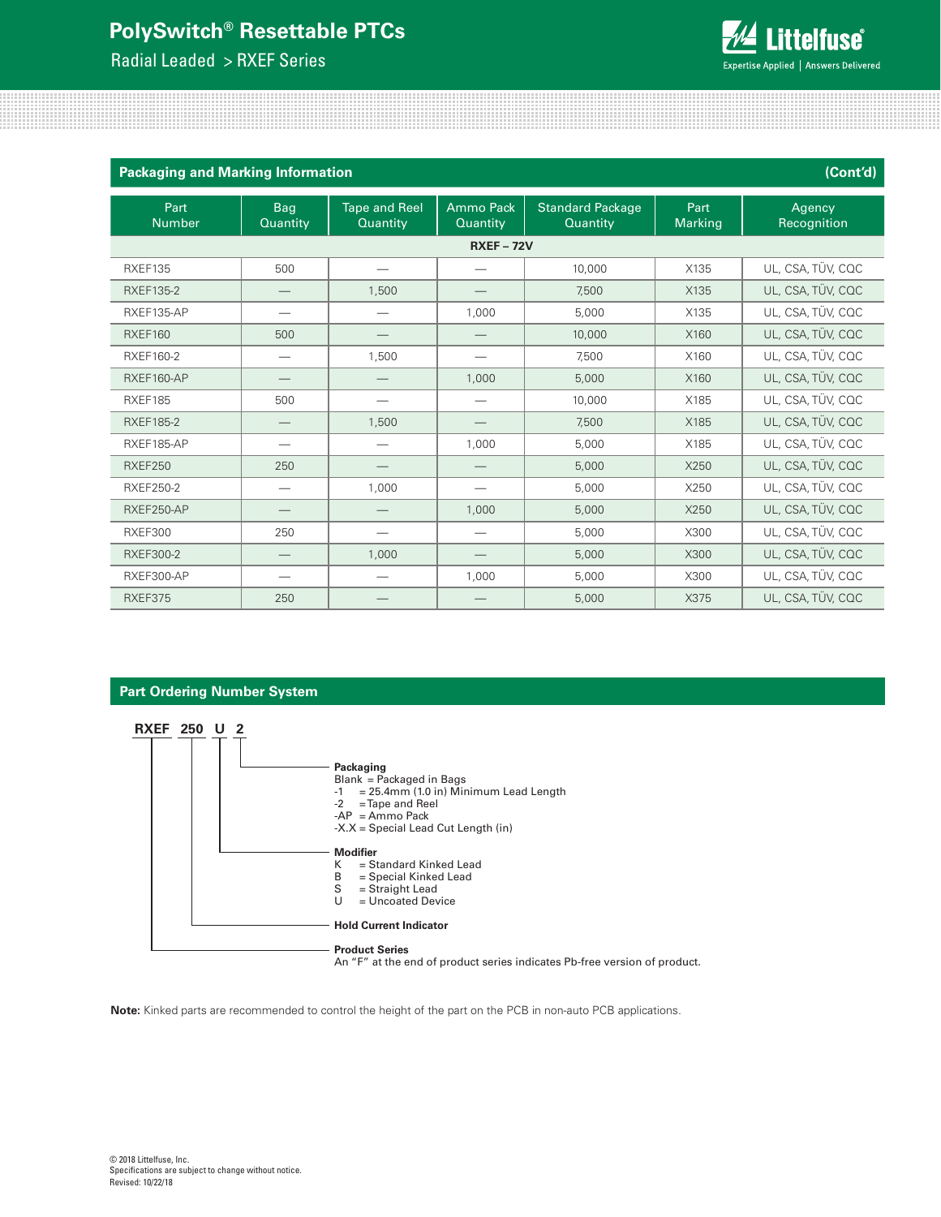## Packaging and Marking Information (Cont'd)

| Part Number | Bag Quantity | Tape and Reel Quantity | Ammo Pack Quantity | Standard Package Quantity | Part Marking | Agency Recognition |
|---|---|---|---|---|---|---|
| **RXEF – 72V** | | | | | | |
| RXEF135 | 500 | — | — | 10,000 | X135 | UL, CSA, TÜV, CQC |
| RXEF135-2 | — | 1,500 | — | 7,500 | X135 | UL, CSA, TÜV, CQC |
| RXEF135-AP | — | — | 1,000 | 5,000 | X135 | UL, CSA, TÜV, CQC |
| RXEF160 | 500 | — | — | 10,000 | X160 | UL, CSA, TÜV, CQC |
| RXEF160-2 | — | 1,500 | — | 7,500 | X160 | UL, CSA, TÜV, CQC |
| RXEF160-AP | — | — | 1,000 | 5,000 | X160 | UL, CSA, TÜV, CQC |
| RXEF185 | 500 | — | — | 10,000 | X185 | UL, CSA, TÜV, CQC |
| RXEF185-2 | — | 1,500 | — | 7,500 | X185 | UL, CSA, TÜV, CQC |
| RXEF185-AP | — | — | 1,000 | 5,000 | X185 | UL, CSA, TÜV, CQC |
| RXEF250 | 250 | — | — | 5,000 | X250 | UL, CSA, TÜV, CQC |
| RXEF250-2 | — | 1,000 | — | 5,000 | X250 | UL, CSA, TÜV, CQC |
| RXEF250-AP | — | — | 1,000 | 5,000 | X250 | UL, CSA, TÜV, CQC |
| RXEF300 | 250 | — | — | 5,000 | X300 | UL, CSA, TÜV, CQC |
| RXEF300-2 | — | 1,000 | — | 5,000 | X300 | UL, CSA, TÜV, CQC |
| RXEF300-AP | — | — | 1,000 | 5,000 | X300 | UL, CSA, TÜV, CQC |
| RXEF375 | 250 | — | — | 5,000 | X375 | UL, CSA, TÜV, CQC |

## Part Ordering Number System

**RXEF 250 U 2**

**Packaging** (2)
- Blank = Packaged in Bags
- -1 = 25.4mm (1.0 in) Minimum Lead Length
- -2 = Tape and Reel
- -AP = Ammo Pack
- -X.X = Special Lead Cut Length (in)

**Modifier** (U)
- K = Standard Kinked Lead
- B = Special Kinked Lead
- S = Straight Lead
- U = Uncoated Device

**Hold Current Indicator** (250)

**Product Series** (RXEF)
An "F" at the end of product series indicates Pb-free version of product.

**Note:** Kinked parts are recommended to control the height of the part on the PCB in non-auto PCB applications.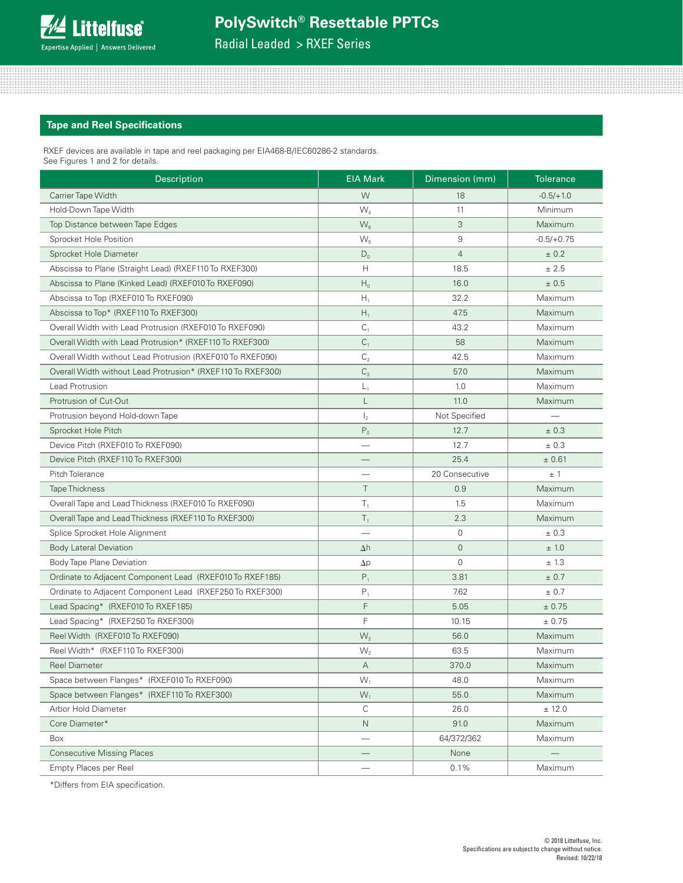## Tape and Reel Specifications

RXEF devices are available in tape and reel packaging per EIA468-B/IEC60286-2 standards.
See Figures 1 and 2 for details.

| Description | EIA Mark | Dimension (mm) | Tolerance |
|---|---|---|---|
| Carrier Tape Width | W | 18 | -0.5/+1.0 |
| Hold-Down Tape Width | $W_4$ | 11 | Minimum |
| Top Distance between Tape Edges | $W_6$ | 3 | Maximum |
| Sprocket Hole Position | $W_5$ | 9 | -0.5/+0.75 |
| Sprocket Hole Diameter | $D_0$ | 4 | ± 0.2 |
| Abscissa to Plane (Straight Lead) (RXEF110 To RXEF300) | H | 18.5 | ± 2.5 |
| Abscissa to Plane (Kinked Lead) (RXEF010 To RXEF090) | $H_0$ | 16.0 | ± 0.5 |
| Abscissa to Top (RXEF010 To RXEF090) | $H_1$ | 32.2 | Maximum |
| Abscissa to Top* (RXEF110 To RXEF300) | $H_1$ | 47.5 | Maximum |
| Overall Width with Lead Protrusion (RXEF010 To RXEF090) | $C_1$ | 43.2 | Maximum |
| Overall Width with Lead Protrusion* (RXEF110 To RXEF300) | $C_1$ | 58 | Maximum |
| Overall Width without Lead Protrusion (RXEF010 To RXEF090) | $C_2$ | 42.5 | Maximum |
| Overall Width without Lead Protrusion* (RXEF110 To RXEF300) | $C_2$ | 57.0 | Maximum |
| Lead Protrusion | $L_1$ | 1.0 | Maximum |
| Protrusion of Cut-Out | L | 11.0 | Maximum |
| Protrusion beyond Hold-down Tape | $I_2$ | Not Specified | — |
| Sprocket Hole Pitch | $P_0$ | 12.7 | ± 0.3 |
| Device Pitch (RXEF010 To RXEF090) | — | 12.7 | ± 0.3 |
| Device Pitch (RXEF110 To RXEF300) | — | 25.4 | ± 0.61 |
| Pitch Tolerance | — | 20 Consecutive | ± 1 |
| Tape Thickness | T | 0.9 | Maximum |
| Overall Tape and Lead Thickness (RXEF010 To RXEF090) | $T_1$ | 1.5 | Maximum |
| Overall Tape and Lead Thickness (RXEF110 To RXEF300) | $T_1$ | 2.3 | Maximum |
| Splice Sprocket Hole Alignment | — | 0 | ± 0.3 |
| Body Lateral Deviation | $\Delta h$ | 0 | ± 1.0 |
| Body Tape Plane Deviation | $\Delta p$ | 0 | ± 1.3 |
| Ordinate to Adjacent Component Lead (RXEF010 To RXEF185) | $P_1$ | 3.81 | ± 0.7 |
| Ordinate to Adjacent Component Lead (RXEF250 To RXEF300) | $P_1$ | 7.62 | ± 0.7 |
| Lead Spacing* (RXEF010 To RXEF185) | F | 5.05 | ± 0.75 |
| Lead Spacing* (RXEF250 To RXEF300) | F | 10.15 | ± 0.75 |
| Reel Width (RXEF010 To RXEF090) | $W_2$ | 56.0 | Maximum |
| Reel Width* (RXEF110 To RXEF300) | $W_2$ | 63.5 | Maximum |
| Reel Diameter | A | 370.0 | Maximum |
| Space between Flanges* (RXEF010 To RXEF090) | $W_1$ | 48.0 | Maximum |
| Space between Flanges* (RXEF110 To RXEF300) | $W_1$ | 55.0 | Maximum |
| Arbor Hold Diameter | C | 26.0 | ± 12.0 |
| Core Diameter* | N | 91.0 | Maximum |
| Box | — | 64/372/362 | Maximum |
| Consecutive Missing Places | — | None | — |
| Empty Places per Reel | — | 0.1% | Maximum |

*Differs from EIA specification.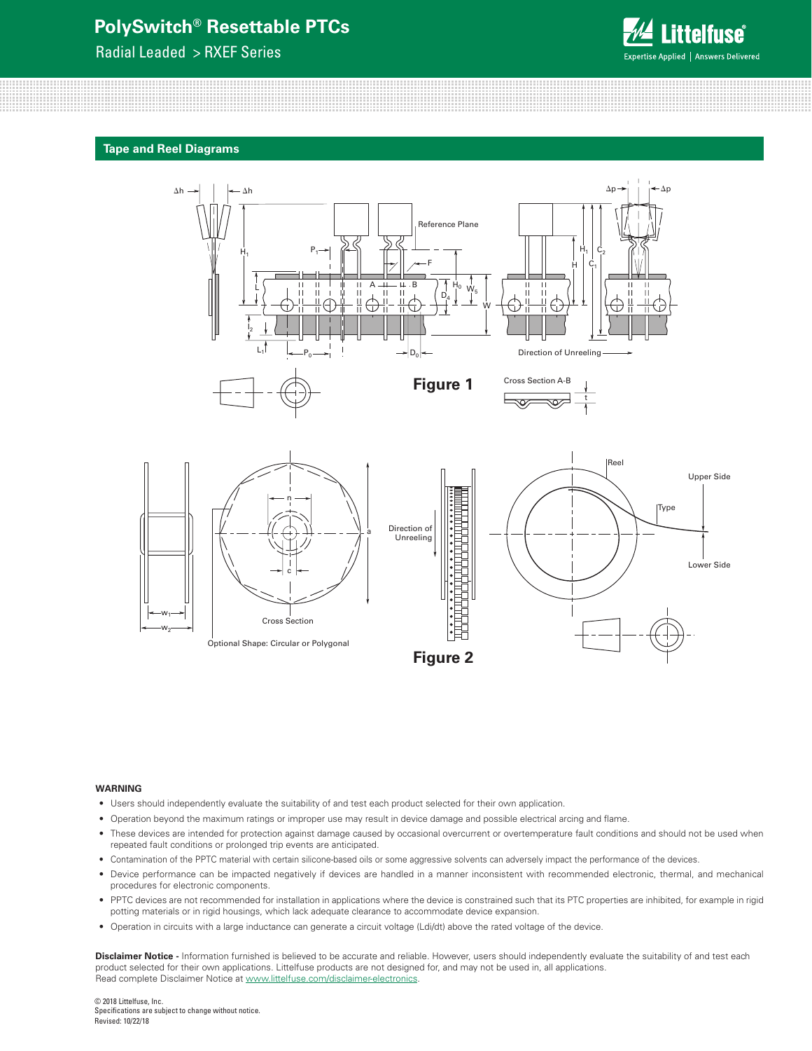## Tape and Reel Diagrams

Δh Δh

$H_1$ $P_1$ Reference Plane F L A B $H_0$ $W_5$ $D_4$ W $l_2$ $L_1$ $P_0$ $D_0$

Δp Δp

$H_1$ $C_2$ H $C_1$

Direction of Unreeling

**Figure 1**

Cross Section A-B

t

n a c

Cross Section

$w_1$ $w_2$

Optional Shape: Circular or Polygonal

Direction of Unreeling

Reel

Type

Upper Side

Lower Side

**Figure 2**

**WARNING**

- Users should independently evaluate the suitability of and test each product selected for their own application.
- Operation beyond the maximum ratings or improper use may result in device damage and possible electrical arcing and flame.
- These devices are intended for protection against damage caused by occasional overcurrent or overtemperature fault conditions and should not be used when repeated fault conditions or prolonged trip events are anticipated.
- Contamination of the PPTC material with certain silicone-based oils or some aggressive solvents can adversely impact the performance of the devices.
- Device performance can be impacted negatively if devices are handled in a manner inconsistent with recommended electronic, thermal, and mechanical procedures for electronic components.
- PPTC devices are not recommended for installation in applications where the device is constrained such that its PTC properties are inhibited, for example in rigid potting materials or in rigid housings, which lack adequate clearance to accommodate device expansion.
- Operation in circuits with a large inductance can generate a circuit voltage (Ldi/dt) above the rated voltage of the device.

**Disclaimer Notice -** Information furnished is believed to be accurate and reliable. However, users should independently evaluate the suitability of and test each product selected for their own applications. Littelfuse products are not designed for, and may not be used in, all applications.
Read complete Disclaimer Notice at www.littelfuse.com/disclaimer-electronics.

© 2018 Littelfuse, Inc.
Specifications are subject to change without notice.
Revised: 10/22/18